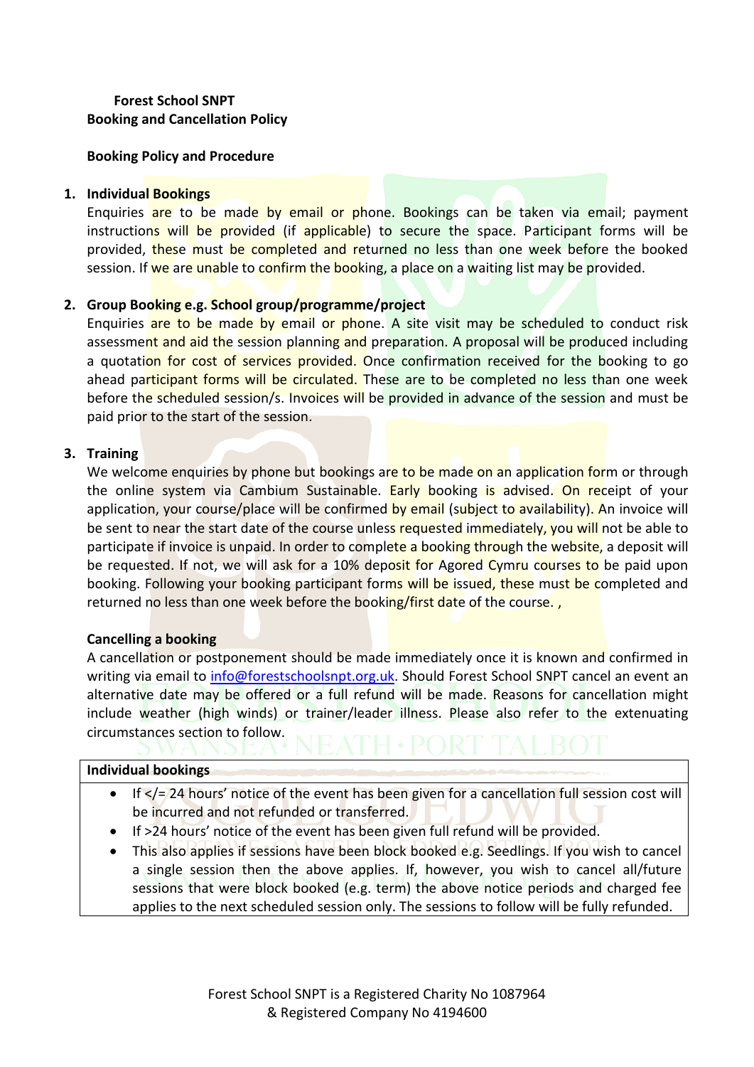**Forest School SNPT**
**Booking and Cancellation Policy**

**Booking Policy and Procedure**

1. **Individual Bookings**
   Enquiries are to be made by email or phone. Bookings can be taken via email; payment instructions will be provided (if applicable) to secure the space. Participant forms will be provided, these must be completed and returned no less than one week before the booked session. If we are unable to confirm the booking, a place on a waiting list may be provided.

2. **Group Booking e.g. School group/programme/project**
   Enquiries are to be made by email or phone. A site visit may be scheduled to conduct risk assessment and aid the session planning and preparation. A proposal will be produced including a quotation for cost of services provided. Once confirmation received for the booking to go ahead participant forms will be circulated. These are to be completed no less than one week before the scheduled session/s. Invoices will be provided in advance of the session and must be paid prior to the start of the session.

3. **Training**
   We welcome enquiries by phone but bookings are to be made on an application form or through the online system via Cambium Sustainable. Early booking is advised. On receipt of your application, your course/place will be confirmed by email (subject to availability). An invoice will be sent to near the start date of the course unless requested immediately, you will not be able to participate if invoice is unpaid. In order to complete a booking through the website, a deposit will be requested. If not, we will ask for a 10% deposit for Agored Cymru courses to be paid upon booking. Following your booking participant forms will be issued, these must be completed and returned no less than one week before the booking/first date of the course. ,

**Cancelling a booking**

A cancellation or postponement should be made immediately once it is known and confirmed in writing via email to info@forestschoolsnpt.org.uk. Should Forest School SNPT cancel an event an alternative date may be offered or a full refund will be made. Reasons for cancellation might include weather (high winds) or trainer/leader illness. Please also refer to the extenuating circumstances section to follow.

| Individual bookings |
|---|
| • If </= 24 hours' notice of the event has been given for a cancellation full session cost will be incurred and not refunded or transferred.<br>• If >24 hours' notice of the event has been given full refund will be provided.<br>• This also applies if sessions have been block booked e.g. Seedlings. If you wish to cancel a single session then the above applies. If, however, you wish to cancel all/future sessions that were block booked (e.g. term) the above notice periods and charged fee applies to the next scheduled session only. The sessions to follow will be fully refunded. |

Forest School SNPT is a Registered Charity No 1087964
& Registered Company No 4194600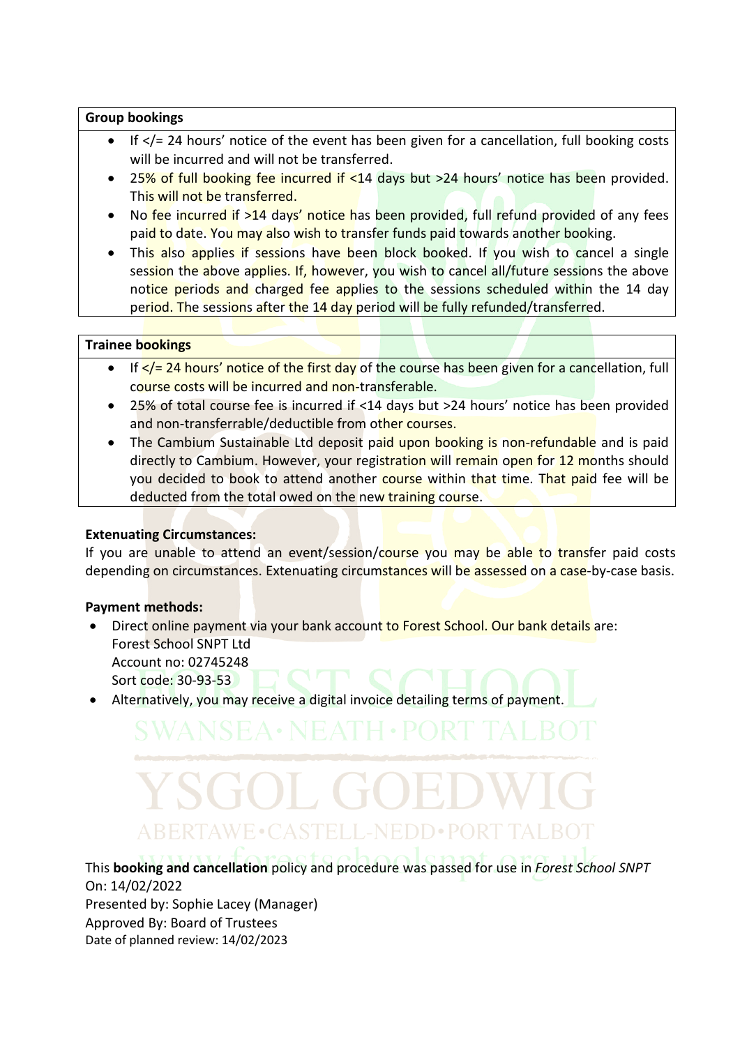**Group bookings**

- If </= 24 hours' notice of the event has been given for a cancellation, full booking costs will be incurred and will not be transferred.
- 25% of full booking fee incurred if <14 days but >24 hours' notice has been provided. This will not be transferred.
- No fee incurred if >14 days' notice has been provided, full refund provided of any fees paid to date. You may also wish to transfer funds paid towards another booking.
- This also applies if sessions have been block booked. If you wish to cancel a single session the above applies. If, however, you wish to cancel all/future sessions the above notice periods and charged fee applies to the sessions scheduled within the 14 day period. The sessions after the 14 day period will be fully refunded/transferred.

**Trainee bookings**

- If </= 24 hours' notice of the first day of the course has been given for a cancellation, full course costs will be incurred and non-transferable.
- 25% of total course fee is incurred if <14 days but >24 hours' notice has been provided and non-transferrable/deductible from other courses.
- The Cambium Sustainable Ltd deposit paid upon booking is non-refundable and is paid directly to Cambium. However, your registration will remain open for 12 months should you decided to book to attend another course within that time. That paid fee will be deducted from the total owed on the new training course.

**Extenuating Circumstances:**

If you are unable to attend an event/session/course you may be able to transfer paid costs depending on circumstances. Extenuating circumstances will be assessed on a case-by-case basis.

**Payment methods:**

- Direct online payment via your bank account to Forest School. Our bank details are:
  Forest School SNPT Ltd
  Account no: 02745248
  Sort code: 30-93-53
- Alternatively, you may receive a digital invoice detailing terms of payment.

This **booking and cancellation** policy and procedure was passed for use in *Forest School SNPT*
On: 14/02/2022
Presented by: Sophie Lacey (Manager)
Approved By: Board of Trustees
Date of planned review: 14/02/2023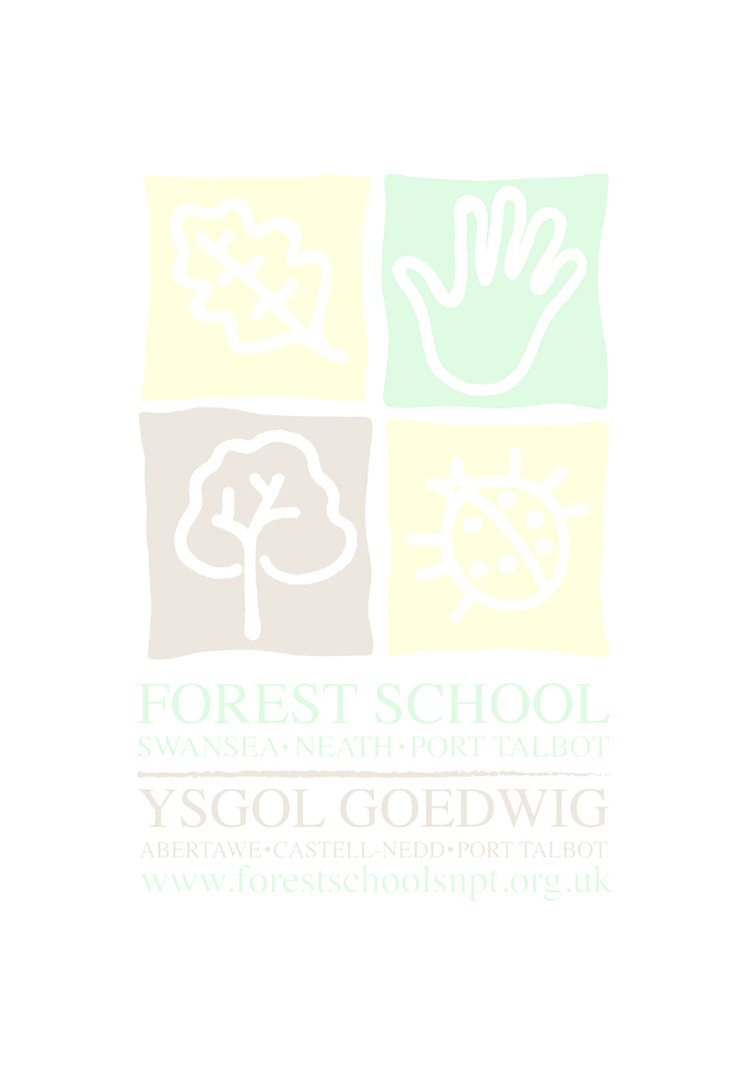FOREST SCHOOL

SWANSEA·NEATH·PORT TALBOT

YSGOL GOEDWIG

ABERTAWE·CASTELL-NEDD·PORT TALBOT

www.forestschoolsnpt.org.uk